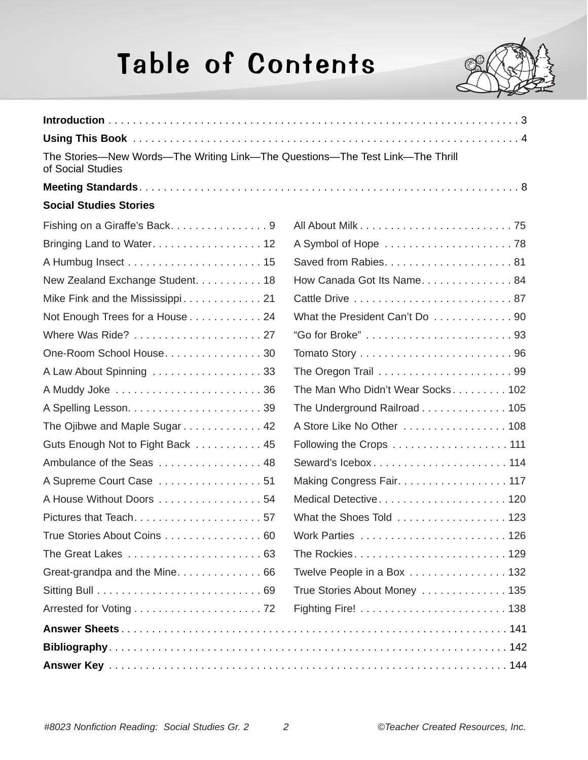# Table of Contents

**Introduction** . . . . . 3

**Using This Book** . . . . . 4

The Stories—New Words—The Writing Link—The Questions—The Test Link—The Thrill of Social Studies

**Meeting Standards** . . . . . 8

**Social Studies Stories**

Fishing on a Giraffe's Back . . . . . 9
Bringing Land to Water . . . . . 12
A Humbug Insect . . . . . 15
New Zealand Exchange Student . . . . . 18
Mike Fink and the Mississippi . . . . . 21
Not Enough Trees for a House . . . . . 24
Where Was Ride? . . . . . 27
One-Room School House . . . . . 30
A Law About Spinning . . . . . 33
A Muddy Joke . . . . . 36
A Spelling Lesson . . . . . 39
The Ojibwe and Maple Sugar . . . . . 42
Guts Enough Not to Fight Back . . . . . 45
Ambulance of the Seas . . . . . 48
A Supreme Court Case . . . . . 51
A House Without Doors . . . . . 54
Pictures that Teach . . . . . 57
True Stories About Coins . . . . . 60
The Great Lakes . . . . . 63
Great-grandpa and the Mine . . . . . 66
Sitting Bull . . . . . 69
Arrested for Voting . . . . . 72
All About Milk . . . . . 75
A Symbol of Hope . . . . . 78
Saved from Rabies . . . . . 81
How Canada Got Its Name . . . . . 84
Cattle Drive . . . . . 87
What the President Can't Do . . . . . 90
"Go for Broke" . . . . . 93
Tomato Story . . . . . 96
The Oregon Trail . . . . . 99
The Man Who Didn't Wear Socks . . . . . 102
The Underground Railroad . . . . . 105
A Store Like No Other . . . . . 108
Following the Crops . . . . . 111
Seward's Icebox . . . . . 114
Making Congress Fair . . . . . 117
Medical Detective . . . . . 120
What the Shoes Told . . . . . 123
Work Parties . . . . . 126
The Rockies . . . . . 129
Twelve People in a Box . . . . . 132
True Stories About Money . . . . . 135
Fighting Fire! . . . . . 138

**Answer Sheets** . . . . . 141

**Bibliography** . . . . . 142

**Answer Key** . . . . . 144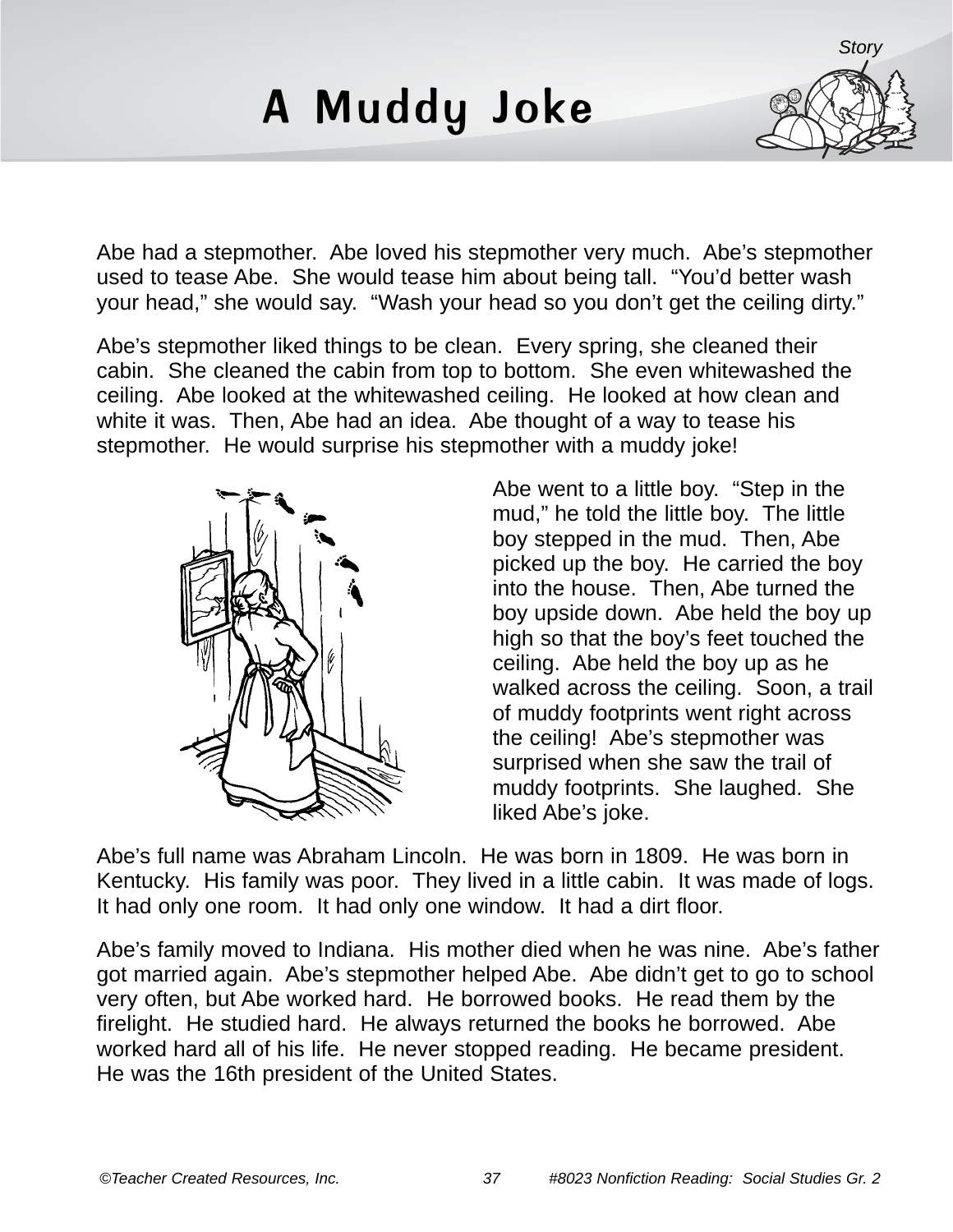# A Muddy Joke

Abe had a stepmother. Abe loved his stepmother very much. Abe's stepmother used to tease Abe. She would tease him about being tall. "You'd better wash your head," she would say. "Wash your head so you don't get the ceiling dirty."

Abe's stepmother liked things to be clean. Every spring, she cleaned their cabin. She cleaned the cabin from top to bottom. She even whitewashed the ceiling. Abe looked at the whitewashed ceiling. He looked at how clean and white it was. Then, Abe had an idea. Abe thought of a way to tease his stepmother. He would surprise his stepmother with a muddy joke!

Abe went to a little boy. "Step in the mud," he told the little boy. The little boy stepped in the mud. Then, Abe picked up the boy. He carried the boy into the house. Then, Abe turned the boy upside down. Abe held the boy up high so that the boy's feet touched the ceiling. Abe held the boy up as he walked across the ceiling. Soon, a trail of muddy footprints went right across the ceiling! Abe's stepmother was surprised when she saw the trail of muddy footprints. She laughed. She liked Abe's joke.

Abe's full name was Abraham Lincoln. He was born in 1809. He was born in Kentucky. His family was poor. They lived in a little cabin. It was made of logs. It had only one room. It had only one window. It had a dirt floor.

Abe's family moved to Indiana. His mother died when he was nine. Abe's father got married again. Abe's stepmother helped Abe. Abe didn't get to go to school very often, but Abe worked hard. He borrowed books. He read them by the firelight. He studied hard. He always returned the books he borrowed. Abe worked hard all of his life. He never stopped reading. He became president. He was the 16th president of the United States.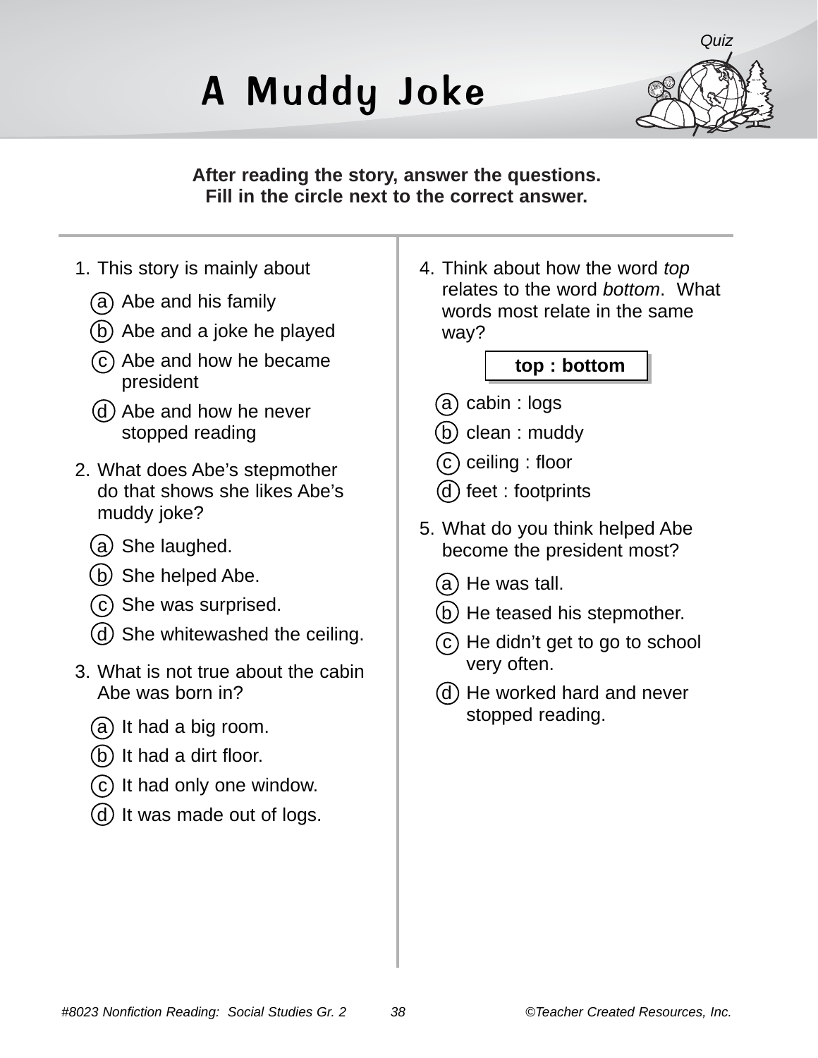Quiz

# A Muddy Joke

**After reading the story, answer the questions.**
**Fill in the circle next to the correct answer.**

1. This story is mainly about
   - (a) Abe and his family
   - (b) Abe and a joke he played
   - (c) Abe and how he became president
   - (d) Abe and how he never stopped reading

2. What does Abe's stepmother do that shows she likes Abe's muddy joke?
   - (a) She laughed.
   - (b) She helped Abe.
   - (c) She was surprised.
   - (d) She whitewashed the ceiling.

3. What is not true about the cabin Abe was born in?
   - (a) It had a big room.
   - (b) It had a dirt floor.
   - (c) It had only one window.
   - (d) It was made out of logs.

4. Think about how the word *top* relates to the word *bottom*. What words most relate in the same way?

   **top : bottom**

   - (a) cabin : logs
   - (b) clean : muddy
   - (c) ceiling : floor
   - (d) feet : footprints

5. What do you think helped Abe become the president most?
   - (a) He was tall.
   - (b) He teased his stepmother.
   - (c) He didn't get to go to school very often.
   - (d) He worked hard and never stopped reading.